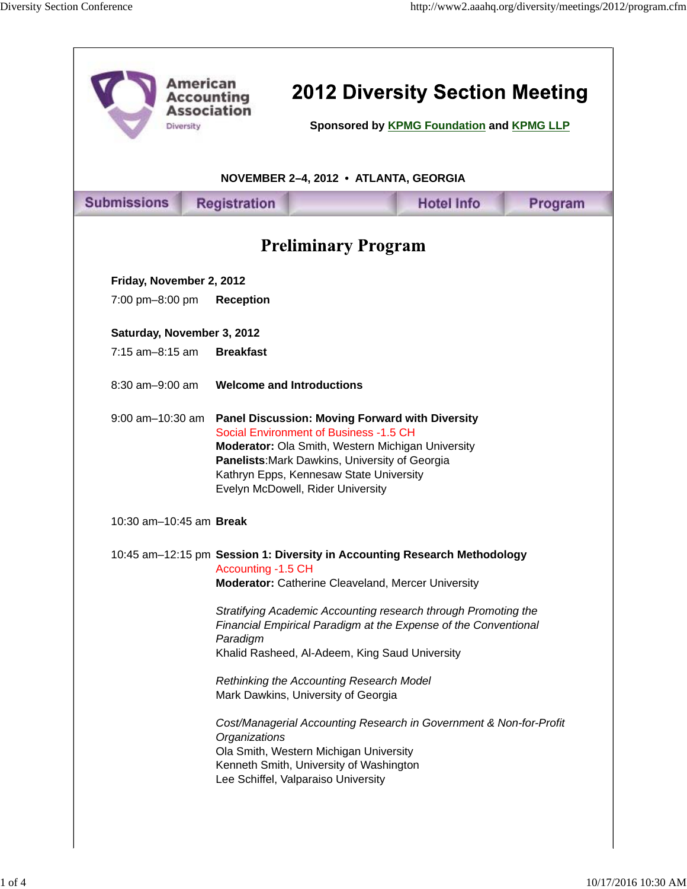American Accounting Association
Diversity

# 2012 Diversity Section Meeting

**Sponsored by KPMG Foundation and KPMG LLP**

**NOVEMBER 2–4, 2012 • ATLANTA, GEORGIA**

Submissions | Registration | Hotel Info | Program

## Preliminary Program

**Friday, November 2, 2012**

7:00 pm–8:00 pm **Reception**

**Saturday, November 3, 2012**

7:15 am–8:15 am **Breakfast**

8:30 am–9:00 am **Welcome and Introductions**

9:00 am–10:30 am **Panel Discussion: Moving Forward with Diversity**
Social Environment of Business -1.5 CH
**Moderator:** Ola Smith, Western Michigan University
**Panelists**:Mark Dawkins, University of Georgia
Kathryn Epps, Kennesaw State University
Evelyn McDowell, Rider University

10:30 am–10:45 am **Break**

10:45 am–12:15 pm **Session 1: Diversity in Accounting Research Methodology**
Accounting -1.5 CH
**Moderator:** Catherine Cleaveland, Mercer University

*Stratifying Academic Accounting research through Promoting the Financial Empirical Paradigm at the Expense of the Conventional Paradigm*
Khalid Rasheed, Al-Adeem, King Saud University

*Rethinking the Accounting Research Model*
Mark Dawkins, University of Georgia

*Cost/Managerial Accounting Research in Government & Non-for-Profit Organizations*
Ola Smith, Western Michigan University
Kenneth Smith, University of Washington
Lee Schiffel, Valparaiso University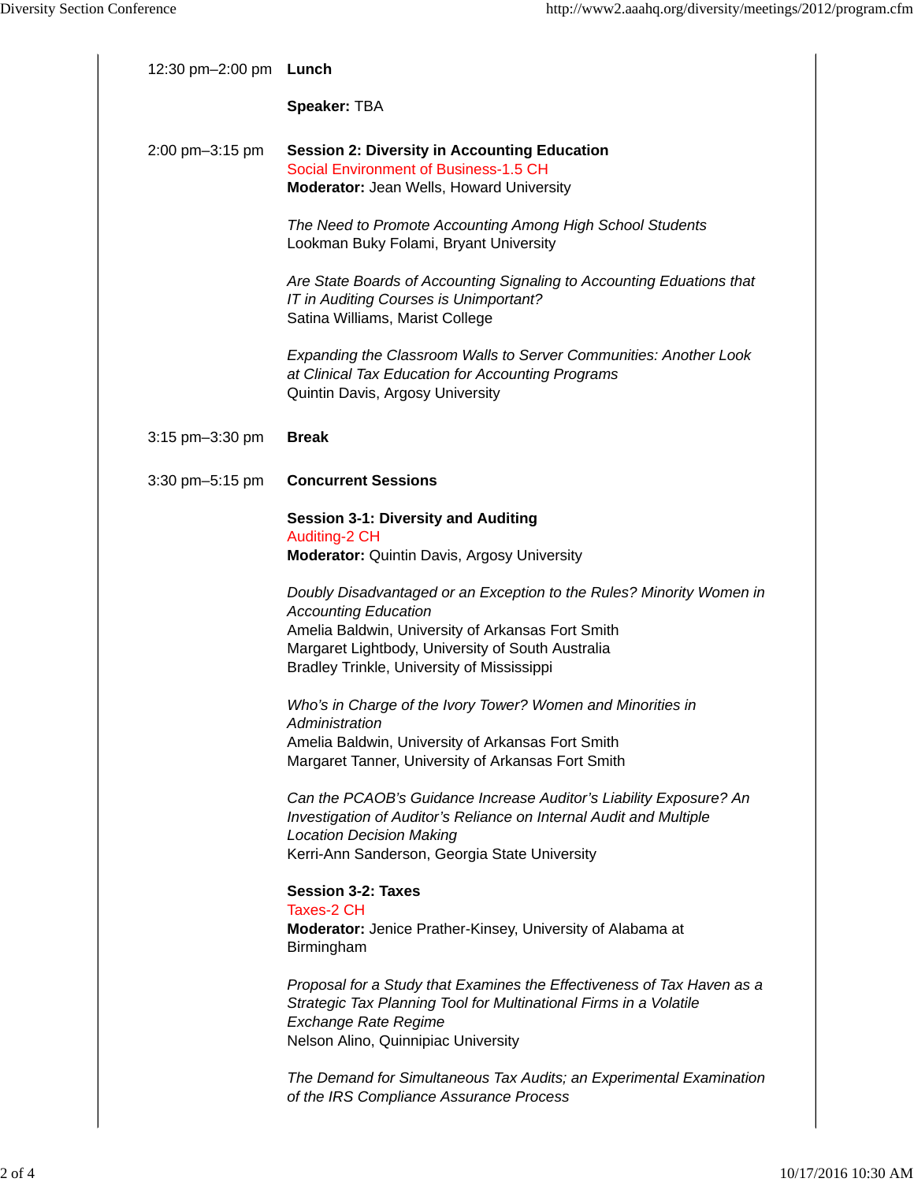12:30 pm–2:00 pm **Lunch**

**Speaker:** TBA

2:00 pm–3:15 pm **Session 2: Diversity in Accounting Education**
Social Environment of Business-1.5 CH
**Moderator:** Jean Wells, Howard University

*The Need to Promote Accounting Among High School Students*
Lookman Buky Folami, Bryant University

*Are State Boards of Accounting Signaling to Accounting Eduations that IT in Auditing Courses is Unimportant?*
Satina Williams, Marist College

*Expanding the Classroom Walls to Server Communities: Another Look at Clinical Tax Education for Accounting Programs*
Quintin Davis, Argosy University

3:15 pm–3:30 pm **Break**

3:30 pm–5:15 pm **Concurrent Sessions**

**Session 3-1: Diversity and Auditing**
Auditing-2 CH
**Moderator:** Quintin Davis, Argosy University

*Doubly Disadvantaged or an Exception to the Rules? Minority Women in Accounting Education*
Amelia Baldwin, University of Arkansas Fort Smith
Margaret Lightbody, University of South Australia
Bradley Trinkle, University of Mississippi

*Who's in Charge of the Ivory Tower? Women and Minorities in Administration*
Amelia Baldwin, University of Arkansas Fort Smith
Margaret Tanner, University of Arkansas Fort Smith

*Can the PCAOB's Guidance Increase Auditor's Liability Exposure? An Investigation of Auditor's Reliance on Internal Audit and Multiple Location Decision Making*
Kerri-Ann Sanderson, Georgia State University

**Session 3-2: Taxes**
Taxes-2 CH
**Moderator:** Jenice Prather-Kinsey, University of Alabama at Birmingham

*Proposal for a Study that Examines the Effectiveness of Tax Haven as a Strategic Tax Planning Tool for Multinational Firms in a Volatile Exchange Rate Regime*
Nelson Alino, Quinnipiac University

*The Demand for Simultaneous Tax Audits; an Experimental Examination of the IRS Compliance Assurance Process*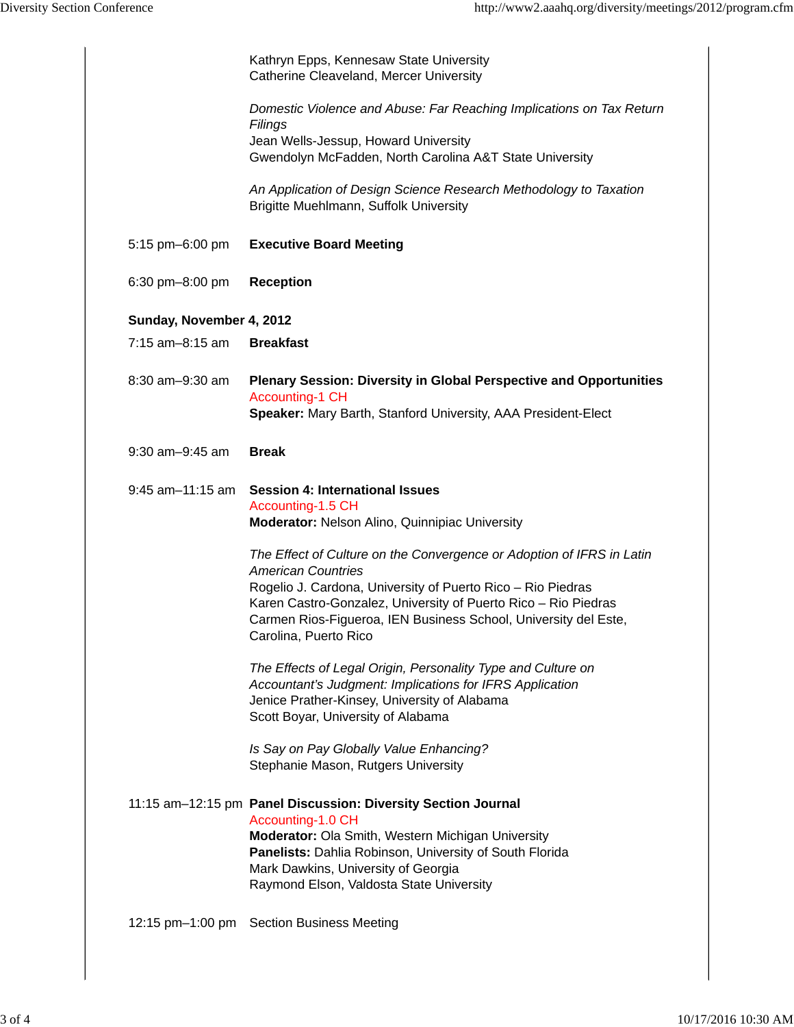Kathryn Epps, Kennesaw State University
Catherine Cleaveland, Mercer University

*Domestic Violence and Abuse: Far Reaching Implications on Tax Return Filings*
Jean Wells-Jessup, Howard University
Gwendolyn McFadden, North Carolina A&T State University

*An Application of Design Science Research Methodology to Taxation*
Brigitte Muehlmann, Suffolk University

5:15 pm–6:00 pm **Executive Board Meeting**

6:30 pm–8:00 pm **Reception**

**Sunday, November 4, 2012**

7:15 am–8:15 am **Breakfast**

8:30 am–9:30 am **Plenary Session: Diversity in Global Perspective and Opportunities**
Accounting-1 CH
**Speaker:** Mary Barth, Stanford University, AAA President-Elect

9:30 am–9:45 am **Break**

9:45 am–11:15 am **Session 4: International Issues**
Accounting-1.5 CH
**Moderator:** Nelson Alino, Quinnipiac University

*The Effect of Culture on the Convergence or Adoption of IFRS in Latin American Countries*
Rogelio J. Cardona, University of Puerto Rico – Rio Piedras
Karen Castro-Gonzalez, University of Puerto Rico – Rio Piedras
Carmen Rios-Figueroa, IEN Business School, University del Este, Carolina, Puerto Rico

*The Effects of Legal Origin, Personality Type and Culture on Accountant's Judgment: Implications for IFRS Application*
Jenice Prather-Kinsey, University of Alabama
Scott Boyar, University of Alabama

*Is Say on Pay Globally Value Enhancing?*
Stephanie Mason, Rutgers University

11:15 am–12:15 pm **Panel Discussion: Diversity Section Journal**
Accounting-1.0 CH
**Moderator:** Ola Smith, Western Michigan University
**Panelists:** Dahlia Robinson, University of South Florida
Mark Dawkins, University of Georgia
Raymond Elson, Valdosta State University

12:15 pm–1:00 pm Section Business Meeting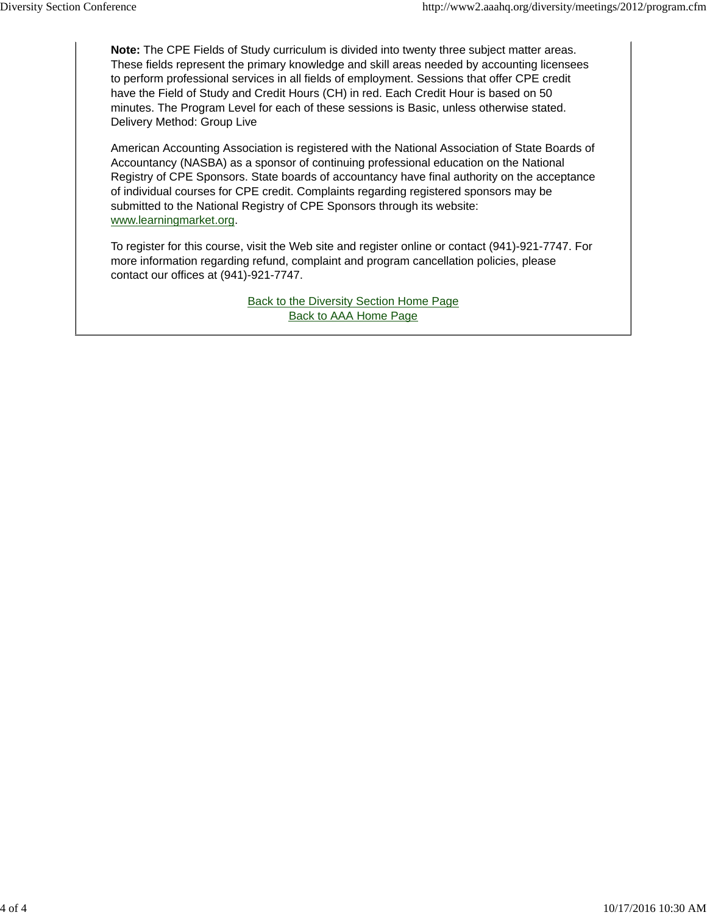**Note:** The CPE Fields of Study curriculum is divided into twenty three subject matter areas. These fields represent the primary knowledge and skill areas needed by accounting licensees to perform professional services in all fields of employment. Sessions that offer CPE credit have the Field of Study and Credit Hours (CH) in red. Each Credit Hour is based on 50 minutes. The Program Level for each of these sessions is Basic, unless otherwise stated. Delivery Method: Group Live

American Accounting Association is registered with the National Association of State Boards of Accountancy (NASBA) as a sponsor of continuing professional education on the National Registry of CPE Sponsors. State boards of accountancy have final authority on the acceptance of individual courses for CPE credit. Complaints regarding registered sponsors may be submitted to the National Registry of CPE Sponsors through its website: www.learningmarket.org.

To register for this course, visit the Web site and register online or contact (941)-921-7747. For more information regarding refund, complaint and program cancellation policies, please contact our offices at (941)-921-7747.

Back to the Diversity Section Home Page
Back to AAA Home Page